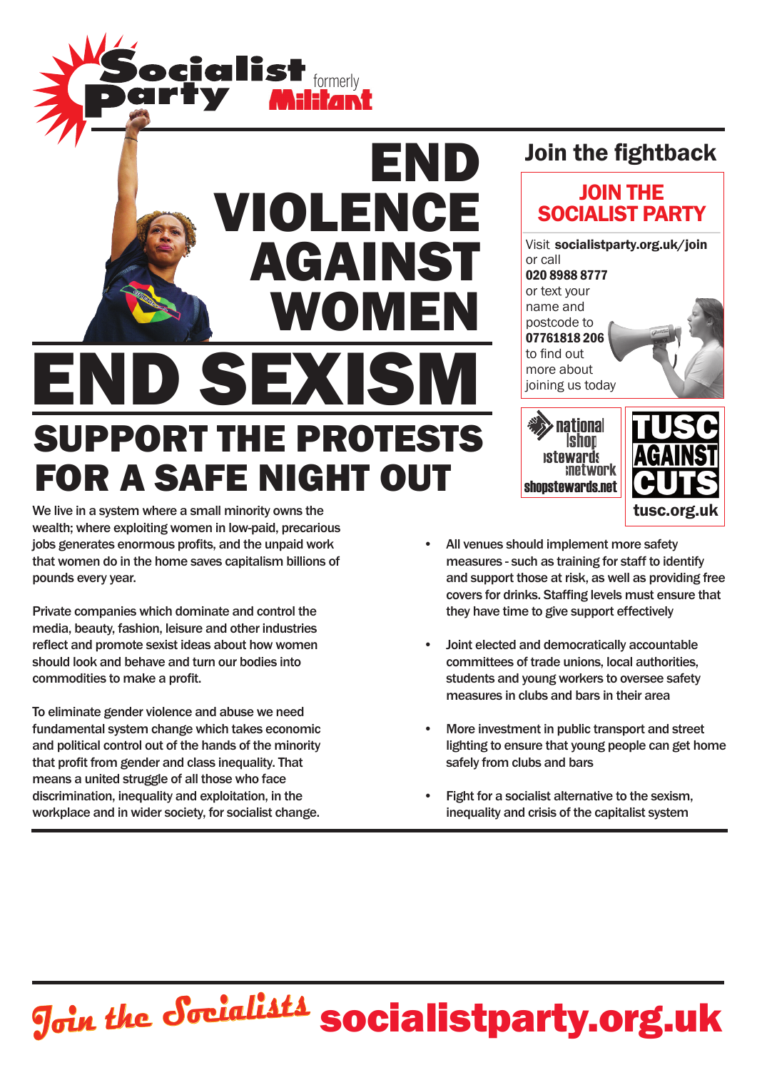Socialist Party formerly Militant

# END VIOLENCE AGAINST WOMEN

# END SEXISM

## SUPPORT THE PROTESTS FOR A SAFE NIGHT OUT

We live in a system where a small minority owns the wealth; where exploiting women in low-paid, precarious jobs generates enormous profits, and the unpaid work that women do in the home saves capitalism billions of pounds every year.

Private companies which dominate and control the media, beauty, fashion, leisure and other industries reflect and promote sexist ideas about how women should look and behave and turn our bodies into commodities to make a profit.

To eliminate gender violence and abuse we need fundamental system change which takes economic and political control out of the hands of the minority that profit from gender and class inequality. That means a united struggle of all those who face discrimination, inequality and exploitation, in the workplace and in wider society, for socialist change.

- All venues should implement more safety measures - such as training for staff to identify and support those at risk, as well as providing free covers for drinks. Staffing levels must ensure that they have time to give support effectively
- Joint elected and democratically accountable committees of trade unions, local authorities, students and young workers to oversee safety measures in clubs and bars in their area
- More investment in public transport and street lighting to ensure that young people can get home safely from clubs and bars
- Fight for a socialist alternative to the sexism, inequality and crisis of the capitalist system

## Join the fightback

**JOIN THE SOCIALIST PARTY**

Visit **socialistparty.org.uk/join** or call **020 8988 8777** or text your name and postcode to **07761818 206** to find out more about joining us today

national shop stewards network
**shopstewards.net**

TUSC AGAINST CUTS
**tusc.org.uk**

Join the Socialists **socialistparty.org.uk**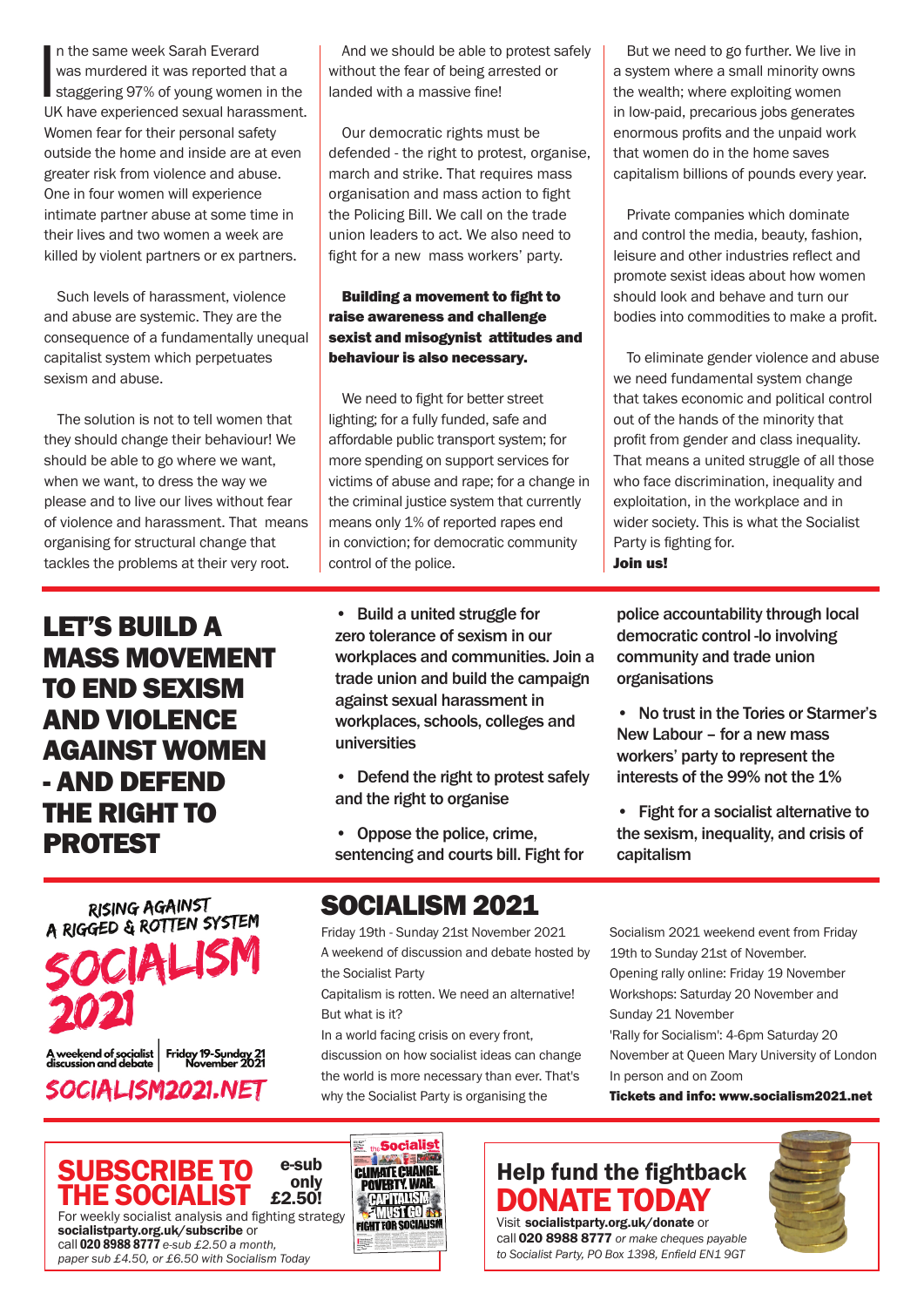In the same week Sarah Everard was murdered it was reported that a staggering 97% of young women in the UK have experienced sexual harassment. Women fear for their personal safety outside the home and inside are at even greater risk from violence and abuse. One in four women will experience intimate partner abuse at some time in their lives and two women a week are killed by violent partners or ex partners.

Such levels of harassment, violence and abuse are systemic. They are the consequence of a fundamentally unequal capitalist system which perpetuates sexism and abuse.

The solution is not to tell women that they should change their behaviour! We should be able to go where we want, when we want, to dress the way we please and to live our lives without fear of violence and harassment. That means organising for structural change that tackles the problems at their very root.

And we should be able to protest safely without the fear of being arrested or landed with a massive fine!

Our democratic rights must be defended - the right to protest, organise, march and strike. That requires mass organisation and mass action to fight the Policing Bill. We call on the trade union leaders to act. We also need to fight for a new mass workers' party.

**Building a movement to fight to raise awareness and challenge sexist and misogynist attitudes and behaviour is also necessary.**

We need to fight for better street lighting; for a fully funded, safe and affordable public transport system; for more spending on support services for victims of abuse and rape; for a change in the criminal justice system that currently means only 1% of reported rapes end in conviction; for democratic community control of the police.

But we need to go further. We live in a system where a small minority owns the wealth; where exploiting women in low-paid, precarious jobs generates enormous profits and the unpaid work that women do in the home saves capitalism billions of pounds every year.

Private companies which dominate and control the media, beauty, fashion, leisure and other industries reflect and promote sexist ideas about how women should look and behave and turn our bodies into commodities to make a profit.

To eliminate gender violence and abuse we need fundamental system change that takes economic and political control out of the hands of the minority that profit from gender and class inequality. That means a united struggle of all those who face discrimination, inequality and exploitation, in the workplace and in wider society. This is what the Socialist Party is fighting for.
**Join us!**

# LET'S BUILD A MASS MOVEMENT TO END SEXISM AND VIOLENCE AGAINST WOMEN - AND DEFEND THE RIGHT TO PROTEST

- **Build a united struggle for zero tolerance of sexism in our workplaces and communities. Join a trade union and build the campaign against sexual harassment in workplaces, schools, colleges and universities**
- **Defend the right to protest safely and the right to organise**
- **Oppose the police, crime, sentencing and courts bill. Fight for police accountability through local democratic control -lo involving community and trade union organisations**
- **No trust in the Tories or Starmer's New Labour – for a new mass workers' party to represent the interests of the 99% not the 1%**
- **Fight for a socialist alternative to the sexism, inequality, and crisis of capitalism**

RISING AGAINST A RIGGED & ROTTEN SYSTEM

SOCIALISM 2021

A weekend of socialist discussion and debate | Friday 19-Sunday 21 November 2021

SOCIALISM2021.NET

## SOCIALISM 2021

Friday 19th - Sunday 21st November 2021
A weekend of discussion and debate hosted by the Socialist Party
Capitalism is rotten. We need an alternative! But what is it?
In a world facing crisis on every front, discussion on how socialist ideas can change the world is more necessary than ever. That's why the Socialist Party is organising the Socialism 2021 weekend event from Friday 19th to Sunday 21st of November.
Opening rally online: Friday 19 November
Workshops: Saturday 20 November and Sunday 21 November
'Rally for Socialism': 4-6pm Saturday 20 November at Queen Mary University of London
In person and on Zoom
**Tickets and info: www.socialism2021.net**

## SUBSCRIBE TO THE SOCIALIST

e-sub only £2.50!

For weekly socialist analysis and fighting strategy
**socialistparty.org.uk/subscribe** or call **020 8988 8777** *e-sub £2.50 a month, paper sub £4.50, or £6.50 with Socialism Today*

## Help fund the fightback DONATE TODAY

Visit **socialistparty.org.uk/donate** or call **020 8988 8777** *or make cheques payable to Socialist Party, PO Box 1398, Enfield EN1 9GT*